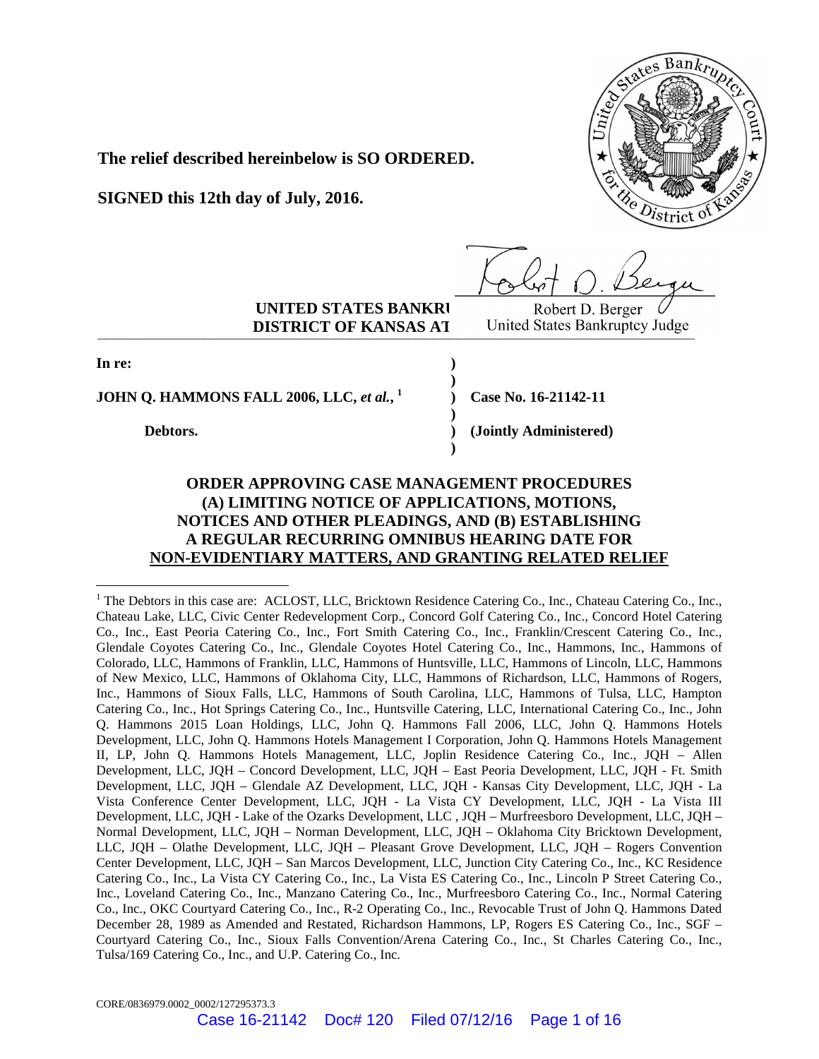**The relief described hereinbelow is SO ORDERED.**

**SIGNED this 12th day of July, 2016.**

Robert D. Berger
United States Bankruptcy Judge

**UNITED STATES BANKRUPTCY COURT**
**DISTRICT OF KANSAS AT KANSAS CITY**

| | | |
|---|---|---|
| **In re:** | **)** | |
| | **)** | |
| **JOHN Q. HAMMONS FALL 2006, LLC, *et al.*,** [1] | **)** | **Case No. 16-21142-11** |
| | **)** | |
| **Debtors.** | **)** | **(Jointly Administered)** |
| | **)** | |

**ORDER APPROVING CASE MANAGEMENT PROCEDURES (A) LIMITING NOTICE OF APPLICATIONS, MOTIONS, NOTICES AND OTHER PLEADINGS, AND (B) ESTABLISHING A REGULAR RECURRING OMNIBUS HEARING DATE FOR NON-EVIDENTIARY MATTERS, AND GRANTING RELATED RELIEF**

[1] The Debtors in this case are: ACLOST, LLC, Bricktown Residence Catering Co., Inc., Chateau Catering Co., Inc., Chateau Lake, LLC, Civic Center Redevelopment Corp., Concord Golf Catering Co., Inc., Concord Hotel Catering Co., Inc., East Peoria Catering Co., Inc., Fort Smith Catering Co., Inc., Franklin/Crescent Catering Co., Inc., Glendale Coyotes Catering Co., Inc., Glendale Coyotes Hotel Catering Co., Inc., Hammons, Inc., Hammons of Colorado, LLC, Hammons of Franklin, LLC, Hammons of Huntsville, LLC, Hammons of Lincoln, LLC, Hammons of New Mexico, LLC, Hammons of Oklahoma City, LLC, Hammons of Richardson, LLC, Hammons of Rogers, Inc., Hammons of Sioux Falls, LLC, Hammons of South Carolina, LLC, Hammons of Tulsa, LLC, Hampton Catering Co., Inc., Hot Springs Catering Co., Inc., Huntsville Catering, LLC, International Catering Co., Inc., John Q. Hammons 2015 Loan Holdings, LLC, John Q. Hammons Fall 2006, LLC, John Q. Hammons Hotels Development, LLC, John Q. Hammons Hotels Management I Corporation, John Q. Hammons Hotels Management II, LP, John Q. Hammons Hotels Management, LLC, Joplin Residence Catering Co., Inc., JQH – Allen Development, LLC, JQH – Concord Development, LLC, JQH – East Peoria Development, LLC, JQH - Ft. Smith Development, LLC, JQH – Glendale AZ Development, LLC, JQH - Kansas City Development, LLC, JQH - La Vista Conference Center Development, LLC, JQH - La Vista CY Development, LLC, JQH - La Vista III Development, LLC, JQH - Lake of the Ozarks Development, LLC , JQH – Murfreesboro Development, LLC, JQH – Normal Development, LLC, JQH – Norman Development, LLC, JQH – Oklahoma City Bricktown Development, LLC, JQH – Olathe Development, LLC, JQH – Pleasant Grove Development, LLC, JQH – Rogers Convention Center Development, LLC, JQH – San Marcos Development, LLC, Junction City Catering Co., Inc., KC Residence Catering Co., Inc., La Vista CY Catering Co., Inc., La Vista ES Catering Co., Inc., Lincoln P Street Catering Co., Inc., Loveland Catering Co., Inc., Manzano Catering Co., Inc., Murfreesboro Catering Co., Inc., Normal Catering Co., Inc., OKC Courtyard Catering Co., Inc., R-2 Operating Co., Inc., Revocable Trust of John Q. Hammons Dated December 28, 1989 as Amended and Restated, Richardson Hammons, LP, Rogers ES Catering Co., Inc., SGF – Courtyard Catering Co., Inc., Sioux Falls Convention/Arena Catering Co., Inc., St Charles Catering Co., Inc., Tulsa/169 Catering Co., Inc., and U.P. Catering Co., Inc.

CORE/0836979.0002_0002/127295373.3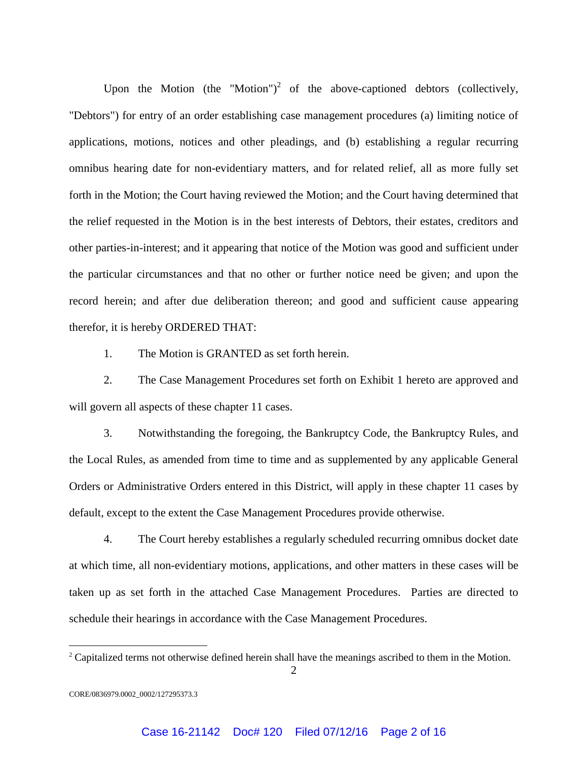Upon the Motion (the "Motion")[2] of the above-captioned debtors (collectively, "Debtors") for entry of an order establishing case management procedures (a) limiting notice of applications, motions, notices and other pleadings, and (b) establishing a regular recurring omnibus hearing date for non-evidentiary matters, and for related relief, all as more fully set forth in the Motion; the Court having reviewed the Motion; and the Court having determined that the relief requested in the Motion is in the best interests of Debtors, their estates, creditors and other parties-in-interest; and it appearing that notice of the Motion was good and sufficient under the particular circumstances and that no other or further notice need be given; and upon the record herein; and after due deliberation thereon; and good and sufficient cause appearing therefor, it is hereby ORDERED THAT:

1. The Motion is GRANTED as set forth herein.

2. The Case Management Procedures set forth on Exhibit 1 hereto are approved and will govern all aspects of these chapter 11 cases.

3. Notwithstanding the foregoing, the Bankruptcy Code, the Bankruptcy Rules, and the Local Rules, as amended from time to time and as supplemented by any applicable General Orders or Administrative Orders entered in this District, will apply in these chapter 11 cases by default, except to the extent the Case Management Procedures provide otherwise.

4. The Court hereby establishes a regularly scheduled recurring omnibus docket date at which time, all non-evidentiary motions, applications, and other matters in these cases will be taken up as set forth in the attached Case Management Procedures. Parties are directed to schedule their hearings in accordance with the Case Management Procedures.

[2] Capitalized terms not otherwise defined herein shall have the meanings ascribed to them in the Motion.

CORE/0836979.0002_0002/127295373.3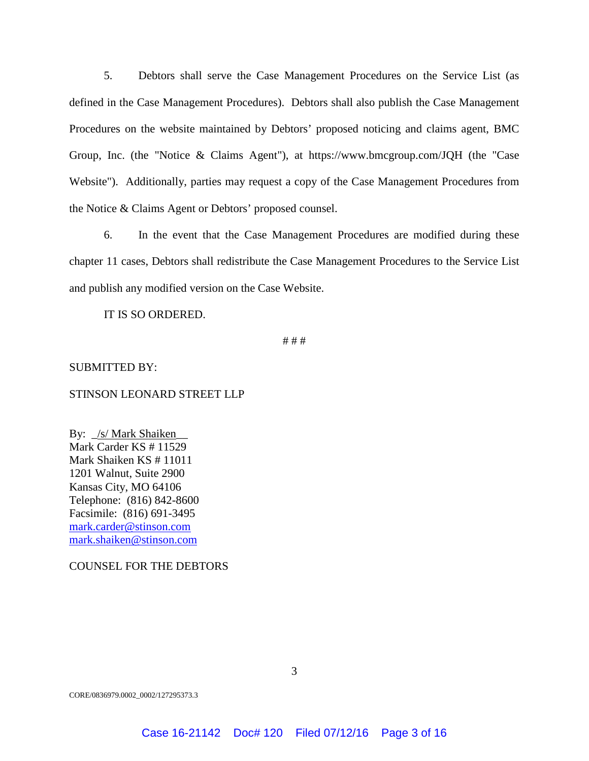5. Debtors shall serve the Case Management Procedures on the Service List (as defined in the Case Management Procedures). Debtors shall also publish the Case Management Procedures on the website maintained by Debtors' proposed noticing and claims agent, BMC Group, Inc. (the "Notice & Claims Agent"), at https://www.bmcgroup.com/JQH (the "Case Website"). Additionally, parties may request a copy of the Case Management Procedures from the Notice & Claims Agent or Debtors' proposed counsel.

6. In the event that the Case Management Procedures are modified during these chapter 11 cases, Debtors shall redistribute the Case Management Procedures to the Service List and publish any modified version on the Case Website.

IT IS SO ORDERED.

# # #

SUBMITTED BY:

STINSON LEONARD STREET LLP

By: _/s/ Mark Shaiken__
Mark Carder KS # 11529
Mark Shaiken KS # 11011
1201 Walnut, Suite 2900
Kansas City, MO 64106
Telephone: (816) 842-8600
Facsimile: (816) 691-3495
mark.carder@stinson.com
mark.shaiken@stinson.com

COUNSEL FOR THE DEBTORS

CORE/0836979.0002_0002/127295373.3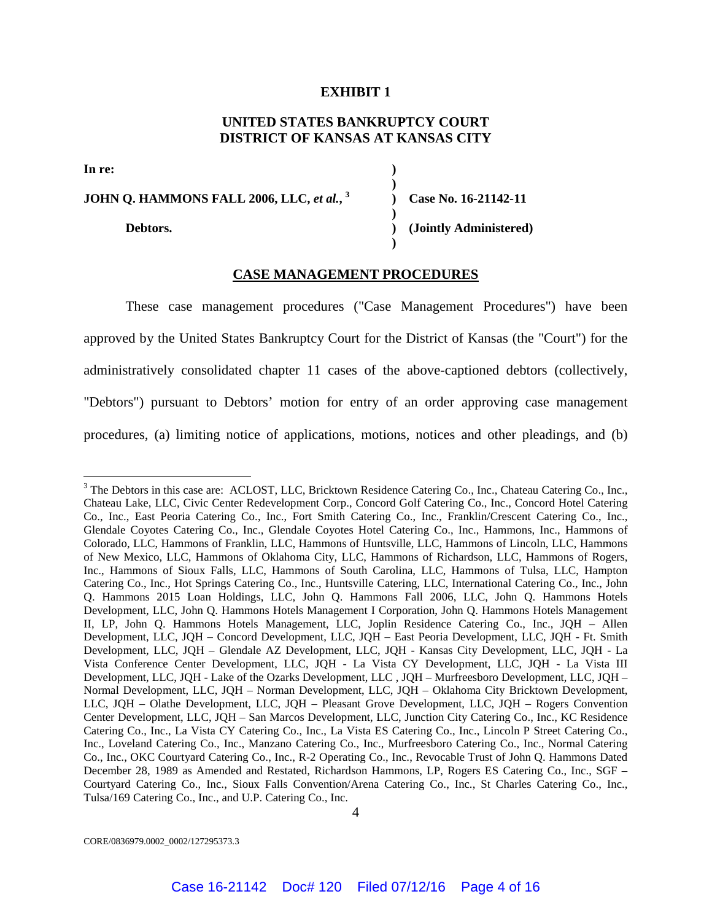**EXHIBIT 1**

**UNITED STATES BANKRUPTCY COURT**
**DISTRICT OF KANSAS AT KANSAS CITY**

| | | |
|---|---|---|
| **In re:** | **)** | |
| | **)** | |
| **JOHN Q. HAMMONS FALL 2006, LLC, *et al.*,** [3] | **)** | **Case No. 16-21142-11** |
| | **)** | |
| **Debtors.** | **)** | **(Jointly Administered)** |
| | **)** | |

**CASE MANAGEMENT PROCEDURES**

These case management procedures ("Case Management Procedures") have been approved by the United States Bankruptcy Court for the District of Kansas (the "Court") for the administratively consolidated chapter 11 cases of the above-captioned debtors (collectively, "Debtors") pursuant to Debtors' motion for entry of an order approving case management procedures, (a) limiting notice of applications, motions, notices and other pleadings, and (b)

---

[3] The Debtors in this case are: ACLOST, LLC, Bricktown Residence Catering Co., Inc., Chateau Catering Co., Inc., Chateau Lake, LLC, Civic Center Redevelopment Corp., Concord Golf Catering Co., Inc., Concord Hotel Catering Co., Inc., East Peoria Catering Co., Inc., Fort Smith Catering Co., Inc., Franklin/Crescent Catering Co., Inc., Glendale Coyotes Catering Co., Inc., Glendale Coyotes Hotel Catering Co., Inc., Hammons, Inc., Hammons of Colorado, LLC, Hammons of Franklin, LLC, Hammons of Huntsville, LLC, Hammons of Lincoln, LLC, Hammons of New Mexico, LLC, Hammons of Oklahoma City, LLC, Hammons of Richardson, LLC, Hammons of Rogers, Inc., Hammons of Sioux Falls, LLC, Hammons of South Carolina, LLC, Hammons of Tulsa, LLC, Hampton Catering Co., Inc., Hot Springs Catering Co., Inc., Huntsville Catering, LLC, International Catering Co., Inc., John Q. Hammons 2015 Loan Holdings, LLC, John Q. Hammons Fall 2006, LLC, John Q. Hammons Hotels Development, LLC, John Q. Hammons Hotels Management I Corporation, John Q. Hammons Hotels Management II, LP, John Q. Hammons Hotels Management, LLC, Joplin Residence Catering Co., Inc., JQH – Allen Development, LLC, JQH – Concord Development, LLC, JQH – East Peoria Development, LLC, JQH - Ft. Smith Development, LLC, JQH – Glendale AZ Development, LLC, JQH - Kansas City Development, LLC, JQH - La Vista Conference Center Development, LLC, JQH - La Vista CY Development, LLC, JQH - La Vista III Development, LLC, JQH - Lake of the Ozarks Development, LLC , JQH – Murfreesboro Development, LLC, JQH – Normal Development, LLC, JQH – Norman Development, LLC, JQH – Oklahoma City Bricktown Development, LLC, JQH – Olathe Development, LLC, JQH – Pleasant Grove Development, LLC, JQH – Rogers Convention Center Development, LLC, JQH – San Marcos Development, LLC, Junction City Catering Co., Inc., KC Residence Catering Co., Inc., La Vista CY Catering Co., Inc., La Vista ES Catering Co., Inc., Lincoln P Street Catering Co., Inc., Loveland Catering Co., Inc., Manzano Catering Co., Inc., Murfreesboro Catering Co., Inc., Normal Catering Co., Inc., OKC Courtyard Catering Co., Inc., R-2 Operating Co., Inc., Revocable Trust of John Q. Hammons Dated December 28, 1989 as Amended and Restated, Richardson Hammons, LP, Rogers ES Catering Co., Inc., SGF – Courtyard Catering Co., Inc., Sioux Falls Convention/Arena Catering Co., Inc., St Charles Catering Co., Inc., Tulsa/169 Catering Co., Inc., and U.P. Catering Co., Inc.

CORE/0836979.0002_0002/127295373.3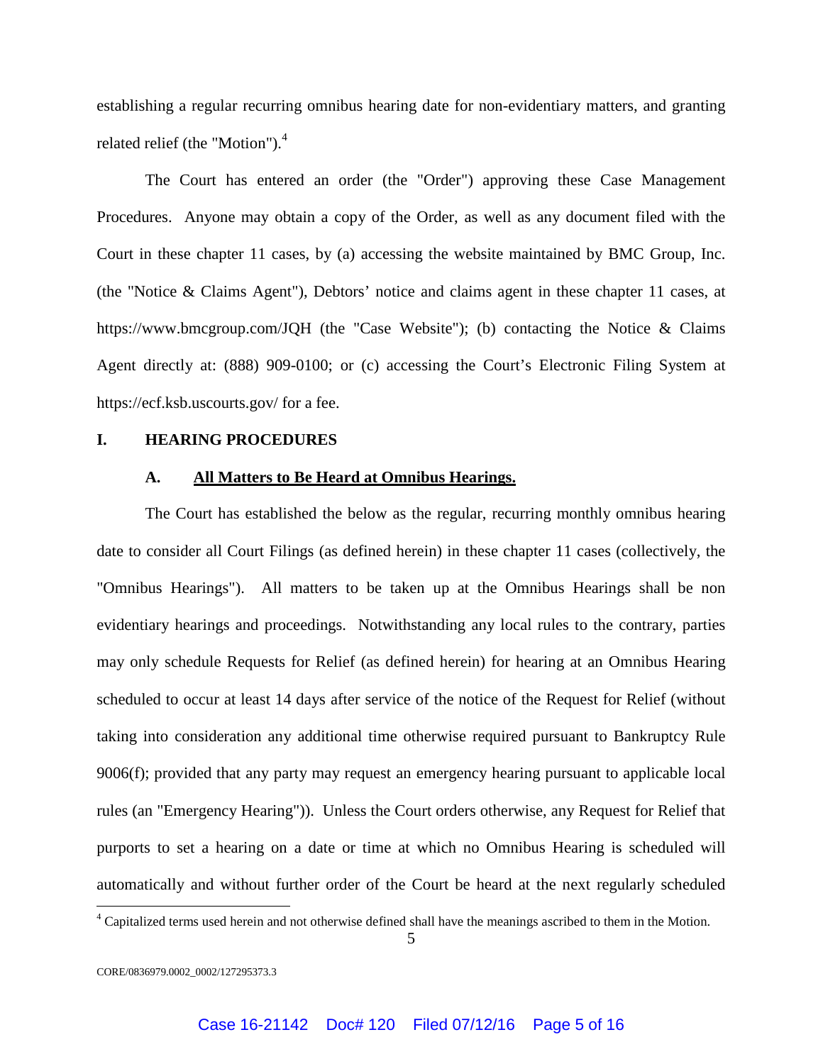establishing a regular recurring omnibus hearing date for non-evidentiary matters, and granting related relief (the "Motion").[4]

The Court has entered an order (the "Order") approving these Case Management Procedures. Anyone may obtain a copy of the Order, as well as any document filed with the Court in these chapter 11 cases, by (a) accessing the website maintained by BMC Group, Inc. (the "Notice & Claims Agent"), Debtors' notice and claims agent in these chapter 11 cases, at https://www.bmcgroup.com/JQH (the "Case Website"); (b) contacting the Notice & Claims Agent directly at: (888) 909-0100; or (c) accessing the Court's Electronic Filing System at https://ecf.ksb.uscourts.gov/ for a fee.

## I. HEARING PROCEDURES

### A. <u>All Matters to Be Heard at Omnibus Hearings.</u>

The Court has established the below as the regular, recurring monthly omnibus hearing date to consider all Court Filings (as defined herein) in these chapter 11 cases (collectively, the "Omnibus Hearings"). All matters to be taken up at the Omnibus Hearings shall be non evidentiary hearings and proceedings. Notwithstanding any local rules to the contrary, parties may only schedule Requests for Relief (as defined herein) for hearing at an Omnibus Hearing scheduled to occur at least 14 days after service of the notice of the Request for Relief (without taking into consideration any additional time otherwise required pursuant to Bankruptcy Rule 9006(f); provided that any party may request an emergency hearing pursuant to applicable local rules (an "Emergency Hearing")). Unless the Court orders otherwise, any Request for Relief that purports to set a hearing on a date or time at which no Omnibus Hearing is scheduled will automatically and without further order of the Court be heard at the next regularly scheduled

[4] Capitalized terms used herein and not otherwise defined shall have the meanings ascribed to them in the Motion.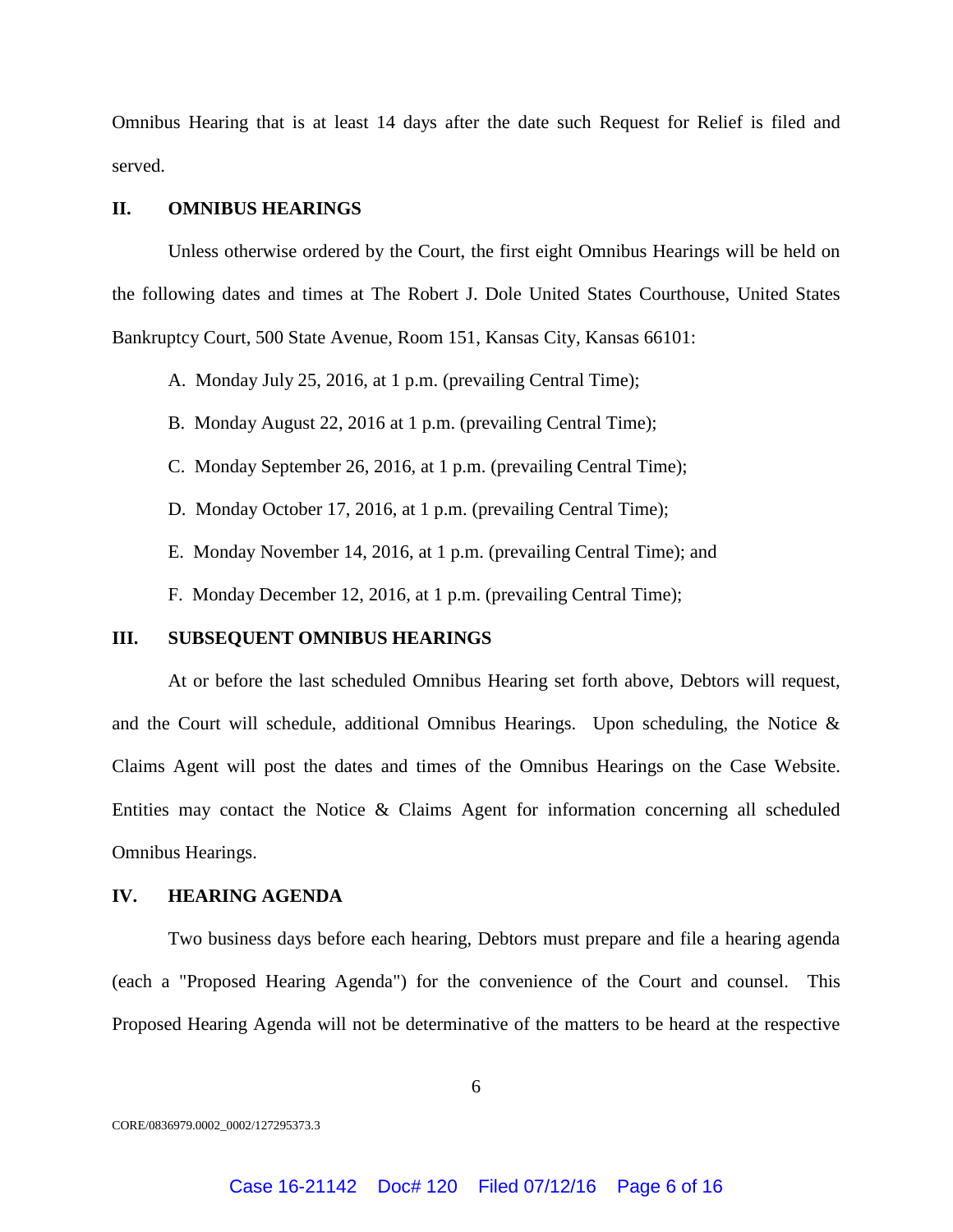Omnibus Hearing that is at least 14 days after the date such Request for Relief is filed and served.

## II. OMNIBUS HEARINGS

Unless otherwise ordered by the Court, the first eight Omnibus Hearings will be held on the following dates and times at The Robert J. Dole United States Courthouse, United States Bankruptcy Court, 500 State Avenue, Room 151, Kansas City, Kansas 66101:

A. Monday July 25, 2016, at 1 p.m. (prevailing Central Time);

B. Monday August 22, 2016 at 1 p.m. (prevailing Central Time);

C. Monday September 26, 2016, at 1 p.m. (prevailing Central Time);

D. Monday October 17, 2016, at 1 p.m. (prevailing Central Time);

E. Monday November 14, 2016, at 1 p.m. (prevailing Central Time); and

F. Monday December 12, 2016, at 1 p.m. (prevailing Central Time);

## III. SUBSEQUENT OMNIBUS HEARINGS

At or before the last scheduled Omnibus Hearing set forth above, Debtors will request, and the Court will schedule, additional Omnibus Hearings. Upon scheduling, the Notice & Claims Agent will post the dates and times of the Omnibus Hearings on the Case Website. Entities may contact the Notice & Claims Agent for information concerning all scheduled Omnibus Hearings.

## IV. HEARING AGENDA

Two business days before each hearing, Debtors must prepare and file a hearing agenda (each a "Proposed Hearing Agenda") for the convenience of the Court and counsel. This Proposed Hearing Agenda will not be determinative of the matters to be heard at the respective

CORE/0836979.0002_0002/127295373.3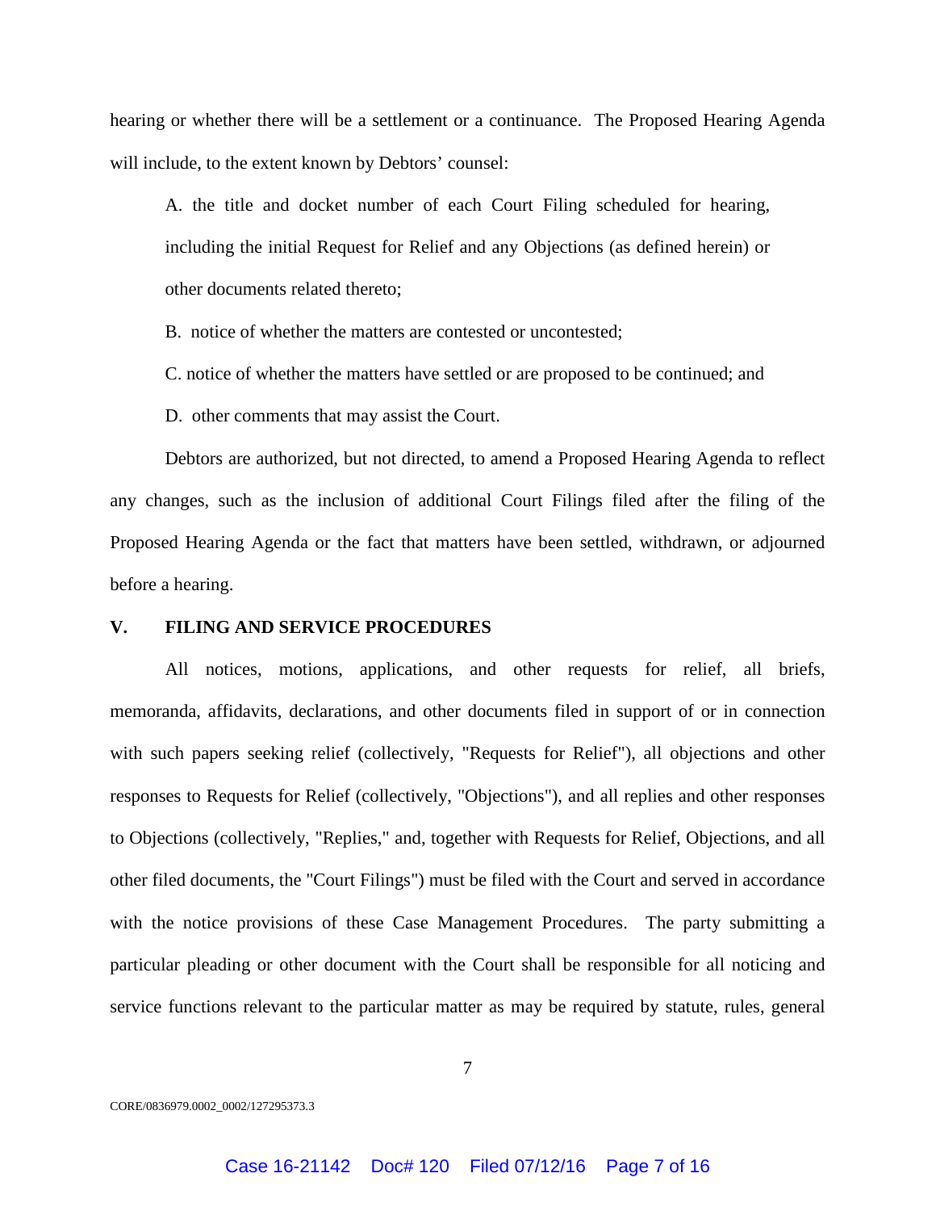hearing or whether there will be a settlement or a continuance. The Proposed Hearing Agenda will include, to the extent known by Debtors' counsel:

A. the title and docket number of each Court Filing scheduled for hearing, including the initial Request for Relief and any Objections (as defined herein) or other documents related thereto;

B. notice of whether the matters are contested or uncontested;

C. notice of whether the matters have settled or are proposed to be continued; and

D. other comments that may assist the Court.

Debtors are authorized, but not directed, to amend a Proposed Hearing Agenda to reflect any changes, such as the inclusion of additional Court Filings filed after the filing of the Proposed Hearing Agenda or the fact that matters have been settled, withdrawn, or adjourned before a hearing.

## V. FILING AND SERVICE PROCEDURES

All notices, motions, applications, and other requests for relief, all briefs, memoranda, affidavits, declarations, and other documents filed in support of or in connection with such papers seeking relief (collectively, "Requests for Relief"), all objections and other responses to Requests for Relief (collectively, "Objections"), and all replies and other responses to Objections (collectively, "Replies," and, together with Requests for Relief, Objections, and all other filed documents, the "Court Filings") must be filed with the Court and served in accordance with the notice provisions of these Case Management Procedures. The party submitting a particular pleading or other document with the Court shall be responsible for all noticing and service functions relevant to the particular matter as may be required by statute, rules, general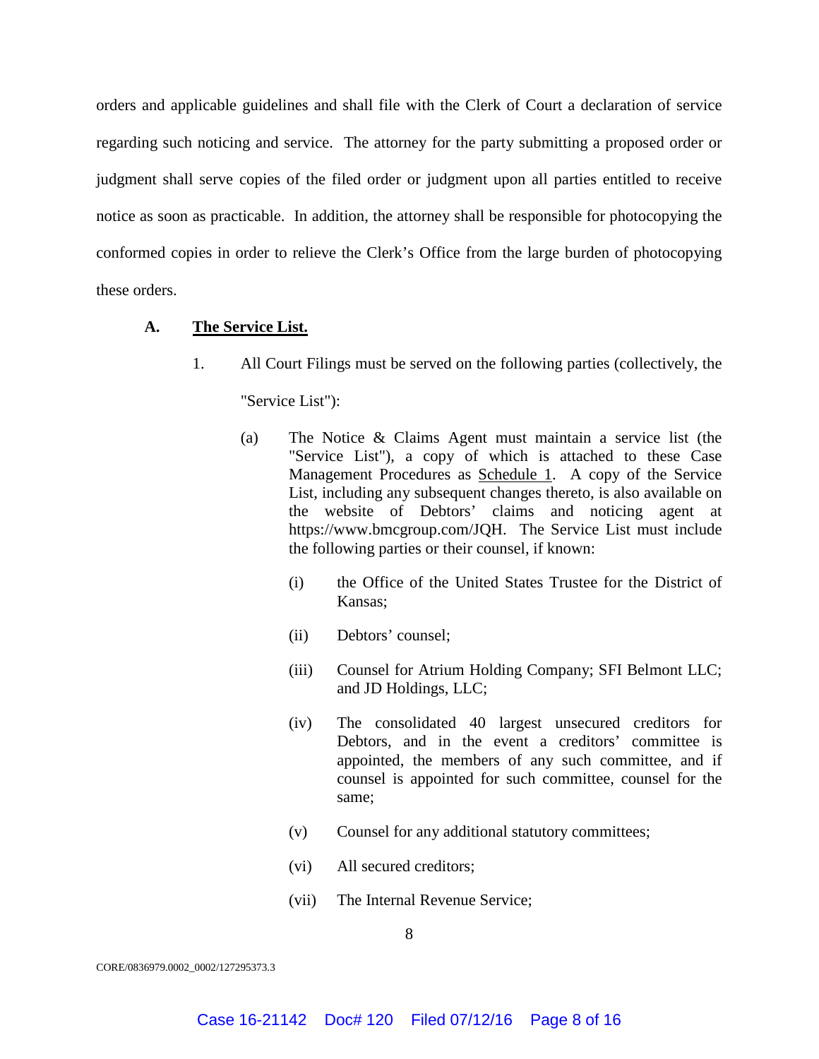orders and applicable guidelines and shall file with the Clerk of Court a declaration of service regarding such noticing and service. The attorney for the party submitting a proposed order or judgment shall serve copies of the filed order or judgment upon all parties entitled to receive notice as soon as practicable. In addition, the attorney shall be responsible for photocopying the conformed copies in order to relieve the Clerk's Office from the large burden of photocopying these orders.

**A. <u>The Service List.</u>**

1. All Court Filings must be served on the following parties (collectively, the "Service List"):

   (a) The Notice & Claims Agent must maintain a service list (the "Service List"), a copy of which is attached to these Case Management Procedures as <u>Schedule 1</u>. A copy of the Service List, including any subsequent changes thereto, is also available on the website of Debtors' claims and noticing agent at https://www.bmcgroup.com/JQH. The Service List must include the following parties or their counsel, if known:

      (i) the Office of the United States Trustee for the District of Kansas;

      (ii) Debtors' counsel;

      (iii) Counsel for Atrium Holding Company; SFI Belmont LLC; and JD Holdings, LLC;

      (iv) The consolidated 40 largest unsecured creditors for Debtors, and in the event a creditors' committee is appointed, the members of any such committee, and if counsel is appointed for such committee, counsel for the same;

      (v) Counsel for any additional statutory committees;

      (vi) All secured creditors;

      (vii) The Internal Revenue Service;

CORE/0836979.0002_0002/127295373.3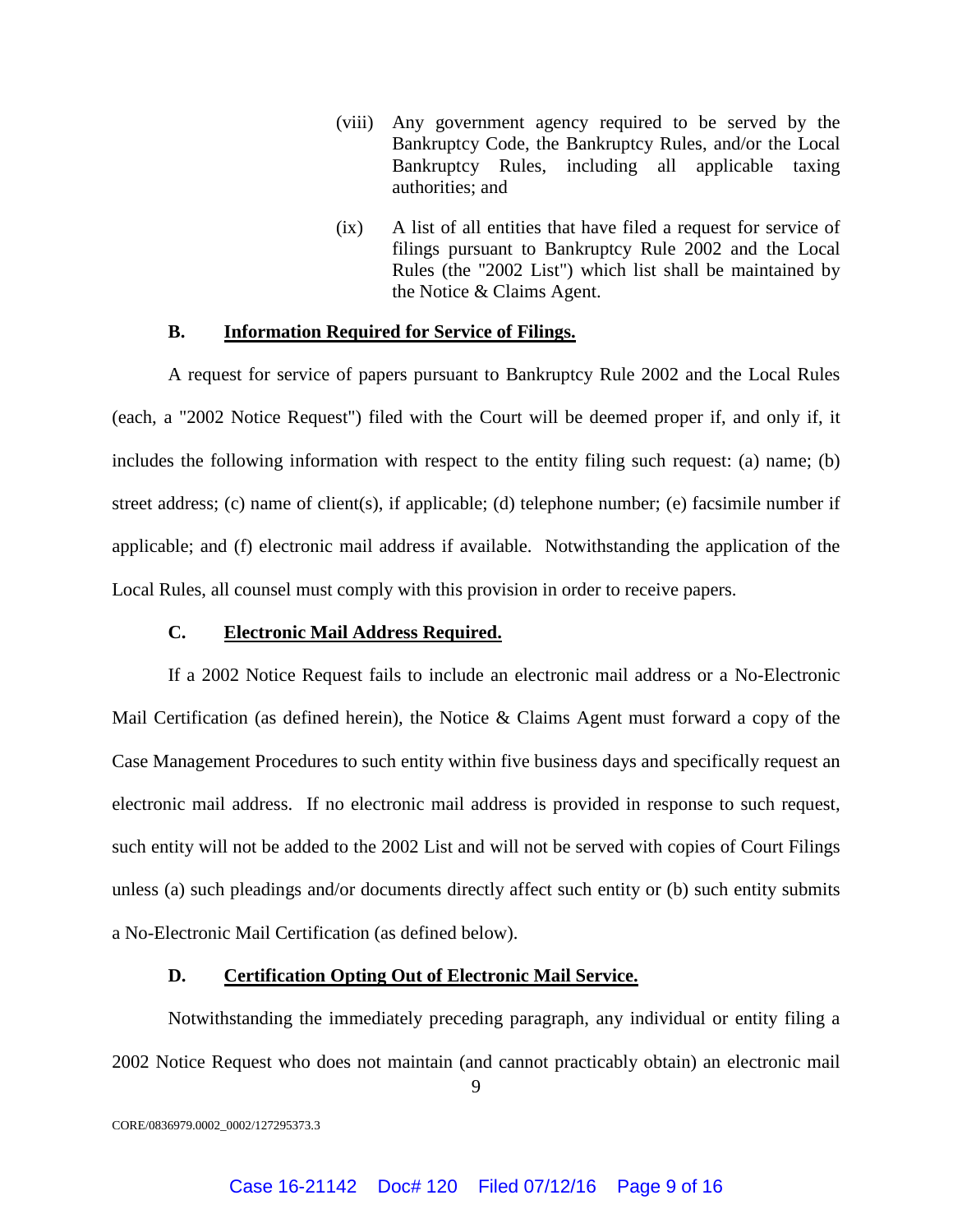(viii) Any government agency required to be served by the Bankruptcy Code, the Bankruptcy Rules, and/or the Local Bankruptcy Rules, including all applicable taxing authorities; and

(ix) A list of all entities that have filed a request for service of filings pursuant to Bankruptcy Rule 2002 and the Local Rules (the "2002 List") which list shall be maintained by the Notice & Claims Agent.

**B. Information Required for Service of Filings.**

A request for service of papers pursuant to Bankruptcy Rule 2002 and the Local Rules (each, a "2002 Notice Request") filed with the Court will be deemed proper if, and only if, it includes the following information with respect to the entity filing such request: (a) name; (b) street address; (c) name of client(s), if applicable; (d) telephone number; (e) facsimile number if applicable; and (f) electronic mail address if available. Notwithstanding the application of the Local Rules, all counsel must comply with this provision in order to receive papers.

**C. Electronic Mail Address Required.**

If a 2002 Notice Request fails to include an electronic mail address or a No-Electronic Mail Certification (as defined herein), the Notice & Claims Agent must forward a copy of the Case Management Procedures to such entity within five business days and specifically request an electronic mail address. If no electronic mail address is provided in response to such request, such entity will not be added to the 2002 List and will not be served with copies of Court Filings unless (a) such pleadings and/or documents directly affect such entity or (b) such entity submits a No-Electronic Mail Certification (as defined below).

**D. Certification Opting Out of Electronic Mail Service.**

Notwithstanding the immediately preceding paragraph, any individual or entity filing a 2002 Notice Request who does not maintain (and cannot practicably obtain) an electronic mail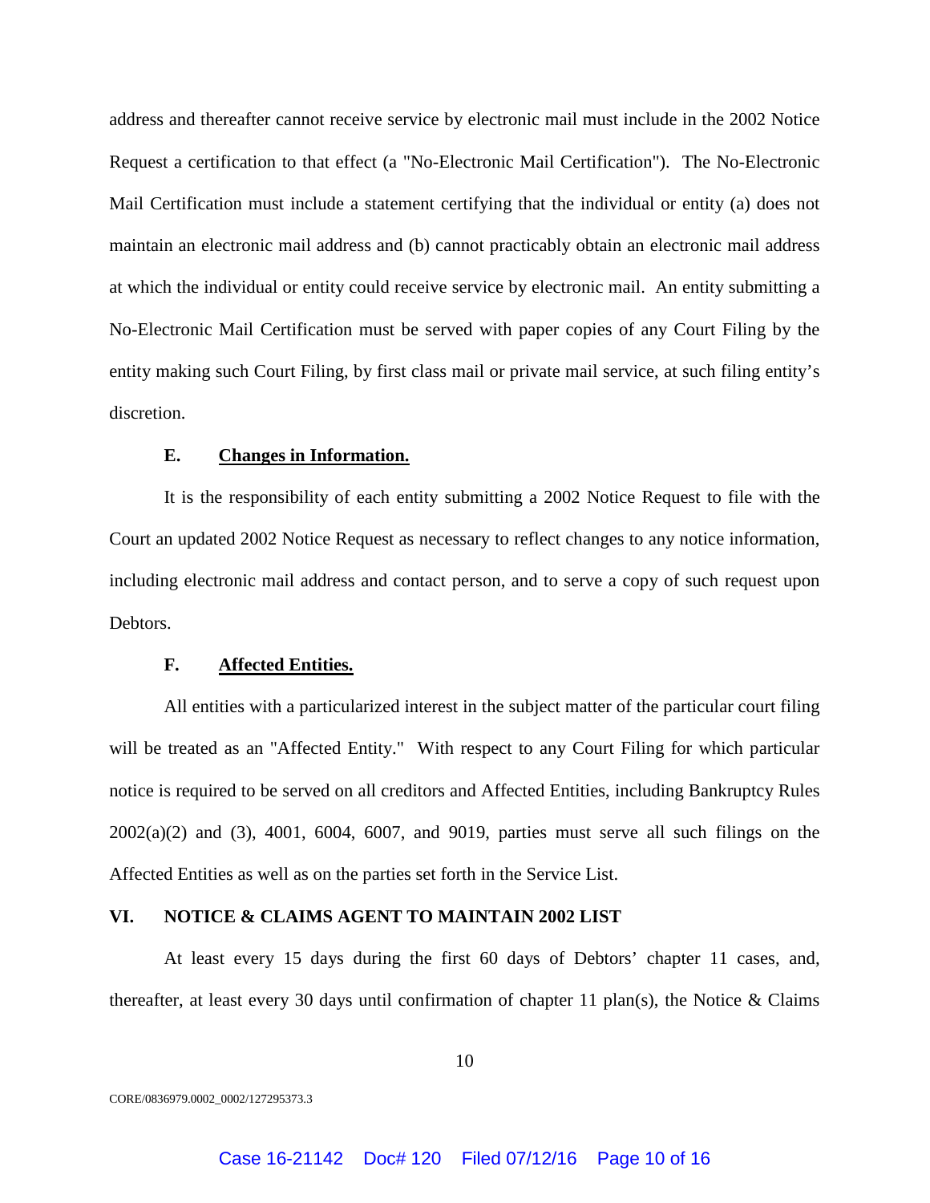address and thereafter cannot receive service by electronic mail must include in the 2002 Notice Request a certification to that effect (a "No-Electronic Mail Certification"). The No-Electronic Mail Certification must include a statement certifying that the individual or entity (a) does not maintain an electronic mail address and (b) cannot practicably obtain an electronic mail address at which the individual or entity could receive service by electronic mail. An entity submitting a No-Electronic Mail Certification must be served with paper copies of any Court Filing by the entity making such Court Filing, by first class mail or private mail service, at such filing entity's discretion.

### E. Changes in Information.

It is the responsibility of each entity submitting a 2002 Notice Request to file with the Court an updated 2002 Notice Request as necessary to reflect changes to any notice information, including electronic mail address and contact person, and to serve a copy of such request upon Debtors.

### F. Affected Entities.

All entities with a particularized interest in the subject matter of the particular court filing will be treated as an "Affected Entity." With respect to any Court Filing for which particular notice is required to be served on all creditors and Affected Entities, including Bankruptcy Rules 2002(a)(2) and (3), 4001, 6004, 6007, and 9019, parties must serve all such filings on the Affected Entities as well as on the parties set forth in the Service List.

## VI. NOTICE & CLAIMS AGENT TO MAINTAIN 2002 LIST

At least every 15 days during the first 60 days of Debtors' chapter 11 cases, and, thereafter, at least every 30 days until confirmation of chapter 11 plan(s), the Notice & Claims

CORE/0836979.0002_0002/127295373.3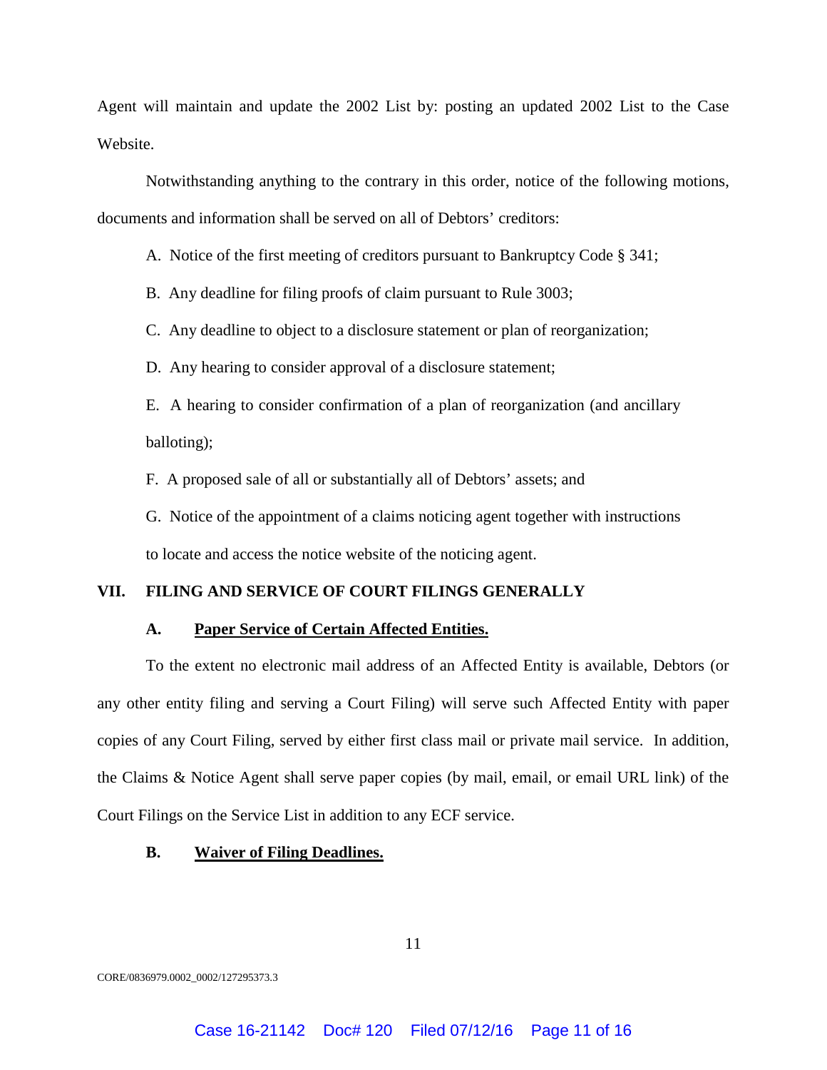Agent will maintain and update the 2002 List by: posting an updated 2002 List to the Case Website.

Notwithstanding anything to the contrary in this order, notice of the following motions, documents and information shall be served on all of Debtors' creditors:

A. Notice of the first meeting of creditors pursuant to Bankruptcy Code § 341;

B. Any deadline for filing proofs of claim pursuant to Rule 3003;

C. Any deadline to object to a disclosure statement or plan of reorganization;

D. Any hearing to consider approval of a disclosure statement;

E. A hearing to consider confirmation of a plan of reorganization (and ancillary balloting);

F. A proposed sale of all or substantially all of Debtors' assets; and

G. Notice of the appointment of a claims noticing agent together with instructions to locate and access the notice website of the noticing agent.

## VII. FILING AND SERVICE OF COURT FILINGS GENERALLY

### A. Paper Service of Certain Affected Entities.

To the extent no electronic mail address of an Affected Entity is available, Debtors (or any other entity filing and serving a Court Filing) will serve such Affected Entity with paper copies of any Court Filing, served by either first class mail or private mail service. In addition, the Claims & Notice Agent shall serve paper copies (by mail, email, or email URL link) of the Court Filings on the Service List in addition to any ECF service.

### B. Waiver of Filing Deadlines.

CORE/0836979.0002_0002/127295373.3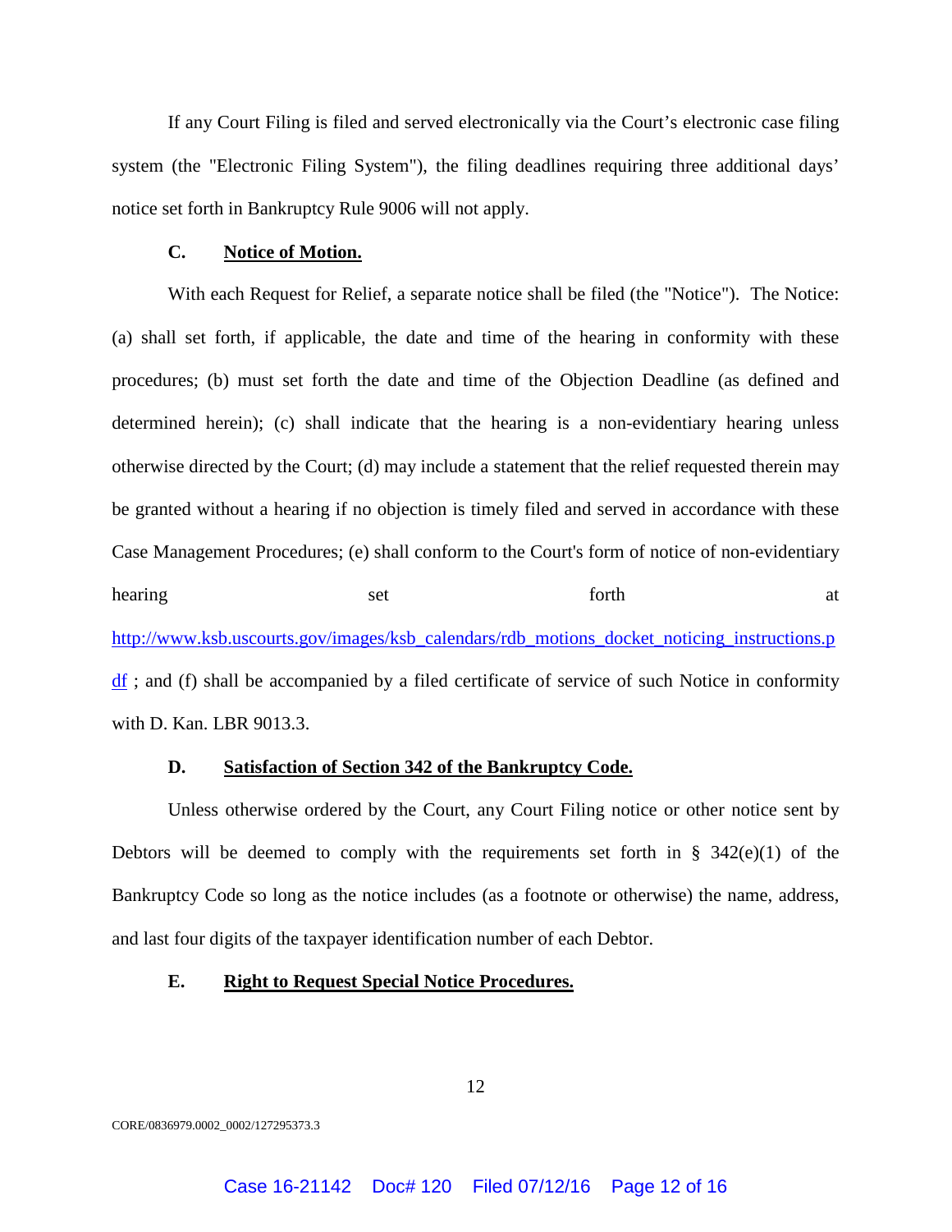If any Court Filing is filed and served electronically via the Court's electronic case filing system (the "Electronic Filing System"), the filing deadlines requiring three additional days' notice set forth in Bankruptcy Rule 9006 will not apply.

**C. <u>Notice of Motion.</u>**

With each Request for Relief, a separate notice shall be filed (the "Notice"). The Notice: (a) shall set forth, if applicable, the date and time of the hearing in conformity with these procedures; (b) must set forth the date and time of the Objection Deadline (as defined and determined herein); (c) shall indicate that the hearing is a non-evidentiary hearing unless otherwise directed by the Court; (d) may include a statement that the relief requested therein may be granted without a hearing if no objection is timely filed and served in accordance with these Case Management Procedures; (e) shall conform to the Court's form of notice of non-evidentiary hearing set forth at http://www.ksb.uscourts.gov/images/ksb_calendars/rdb_motions_docket_noticing_instructions.pdf ; and (f) shall be accompanied by a filed certificate of service of such Notice in conformity with D. Kan. LBR 9013.3.

**D. <u>Satisfaction of Section 342 of the Bankruptcy Code.</u>**

Unless otherwise ordered by the Court, any Court Filing notice or other notice sent by Debtors will be deemed to comply with the requirements set forth in § 342(e)(1) of the Bankruptcy Code so long as the notice includes (as a footnote or otherwise) the name, address, and last four digits of the taxpayer identification number of each Debtor.

**E. <u>Right to Request Special Notice Procedures.</u>**

CORE/0836979.0002_0002/127295373.3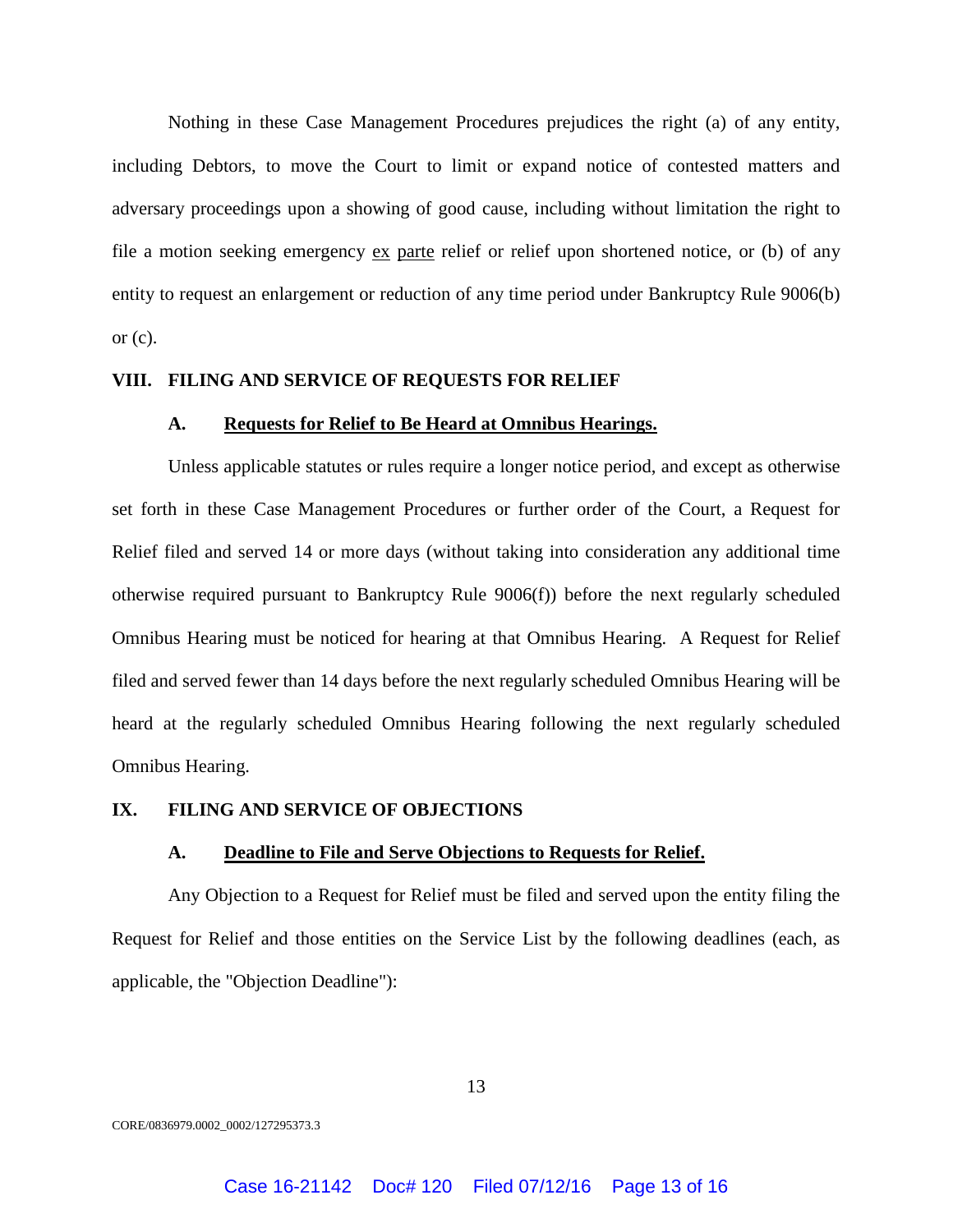Nothing in these Case Management Procedures prejudices the right (a) of any entity, including Debtors, to move the Court to limit or expand notice of contested matters and adversary proceedings upon a showing of good cause, including without limitation the right to file a motion seeking emergency ex parte relief or relief upon shortened notice, or (b) of any entity to request an enlargement or reduction of any time period under Bankruptcy Rule 9006(b) or (c).

## VIII. FILING AND SERVICE OF REQUESTS FOR RELIEF

### A. Requests for Relief to Be Heard at Omnibus Hearings.

Unless applicable statutes or rules require a longer notice period, and except as otherwise set forth in these Case Management Procedures or further order of the Court, a Request for Relief filed and served 14 or more days (without taking into consideration any additional time otherwise required pursuant to Bankruptcy Rule 9006(f)) before the next regularly scheduled Omnibus Hearing must be noticed for hearing at that Omnibus Hearing. A Request for Relief filed and served fewer than 14 days before the next regularly scheduled Omnibus Hearing will be heard at the regularly scheduled Omnibus Hearing following the next regularly scheduled Omnibus Hearing.

## IX. FILING AND SERVICE OF OBJECTIONS

### A. Deadline to File and Serve Objections to Requests for Relief.

Any Objection to a Request for Relief must be filed and served upon the entity filing the Request for Relief and those entities on the Service List by the following deadlines (each, as applicable, the "Objection Deadline"):

CORE/0836979.0002_0002/127295373.3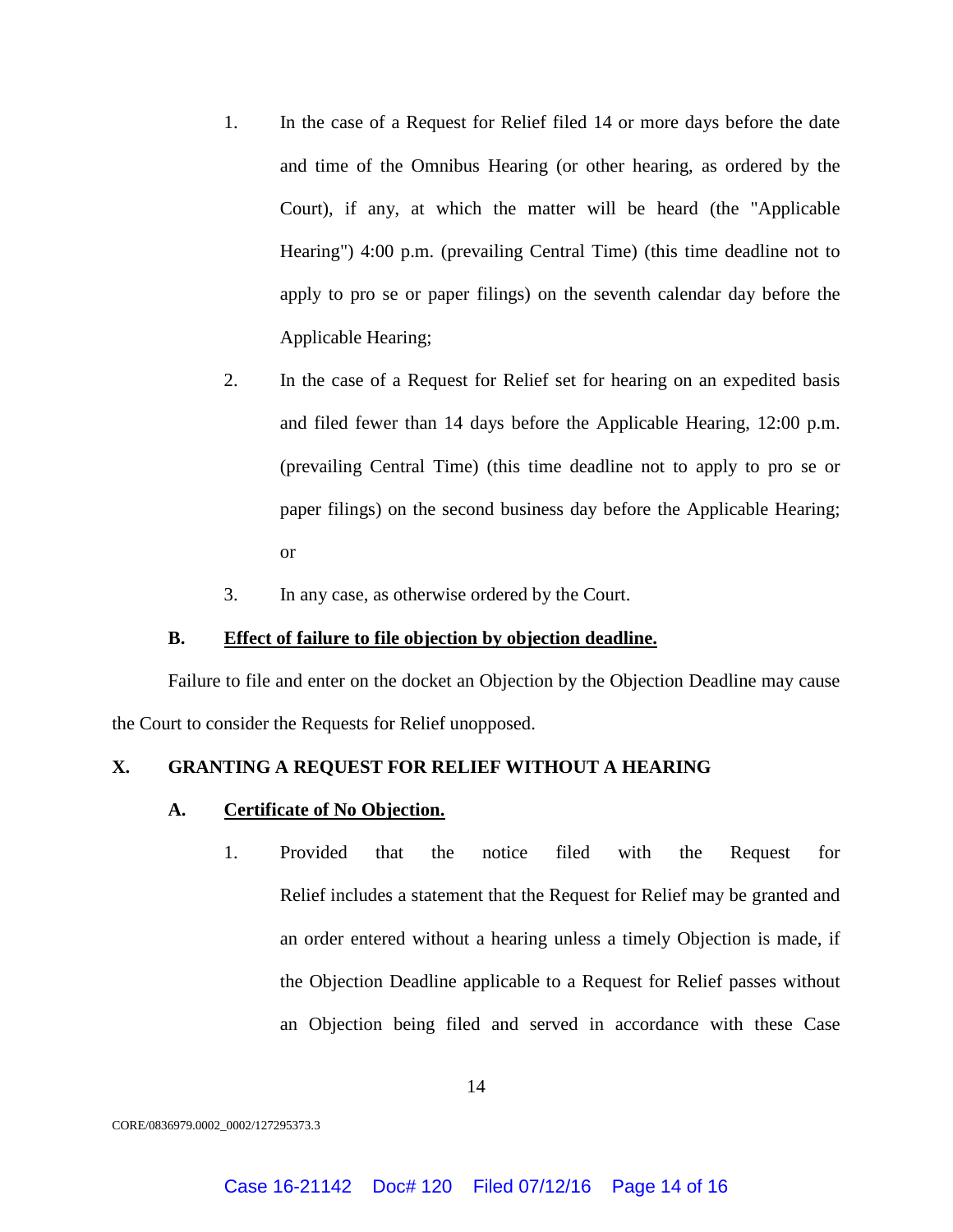1. In the case of a Request for Relief filed 14 or more days before the date and time of the Omnibus Hearing (or other hearing, as ordered by the Court), if any, at which the matter will be heard (the "Applicable Hearing") 4:00 p.m. (prevailing Central Time) (this time deadline not to apply to pro se or paper filings) on the seventh calendar day before the Applicable Hearing;

2. In the case of a Request for Relief set for hearing on an expedited basis and filed fewer than 14 days before the Applicable Hearing, 12:00 p.m. (prevailing Central Time) (this time deadline not to apply to pro se or paper filings) on the second business day before the Applicable Hearing; or

3. In any case, as otherwise ordered by the Court.

### B. Effect of failure to file objection by objection deadline.

Failure to file and enter on the docket an Objection by the Objection Deadline may cause the Court to consider the Requests for Relief unopposed.

## X. GRANTING A REQUEST FOR RELIEF WITHOUT A HEARING

### A. Certificate of No Objection.

1. Provided that the notice filed with the Request for Relief includes a statement that the Request for Relief may be granted and an order entered without a hearing unless a timely Objection is made, if the Objection Deadline applicable to a Request for Relief passes without an Objection being filed and served in accordance with these Case

CORE/0836979.0002_0002/127295373.3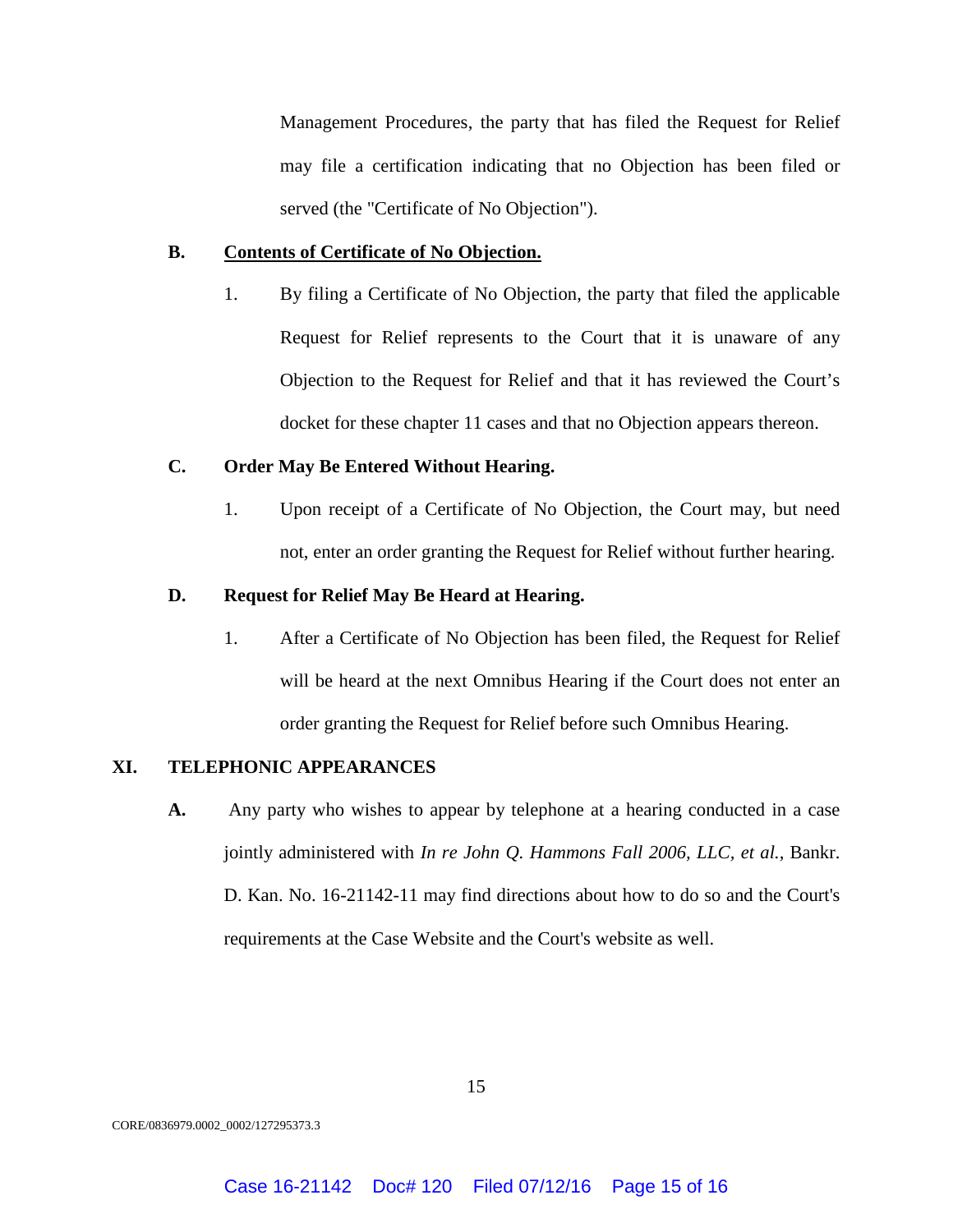Management Procedures, the party that has filed the Request for Relief may file a certification indicating that no Objection has been filed or served (the "Certificate of No Objection").

**B. Contents of Certificate of No Objection.**

1. By filing a Certificate of No Objection, the party that filed the applicable Request for Relief represents to the Court that it is unaware of any Objection to the Request for Relief and that it has reviewed the Court's docket for these chapter 11 cases and that no Objection appears thereon.

**C. Order May Be Entered Without Hearing.**

1. Upon receipt of a Certificate of No Objection, the Court may, but need not, enter an order granting the Request for Relief without further hearing.

**D. Request for Relief May Be Heard at Hearing.**

1. After a Certificate of No Objection has been filed, the Request for Relief will be heard at the next Omnibus Hearing if the Court does not enter an order granting the Request for Relief before such Omnibus Hearing.

## XI. TELEPHONIC APPEARANCES

**A.** Any party who wishes to appear by telephone at a hearing conducted in a case jointly administered with *In re John Q. Hammons Fall 2006, LLC, et al.*, Bankr. D. Kan. No. 16-21142-11 may find directions about how to do so and the Court's requirements at the Case Website and the Court's website as well.

CORE/0836979.0002_0002/127295373.3